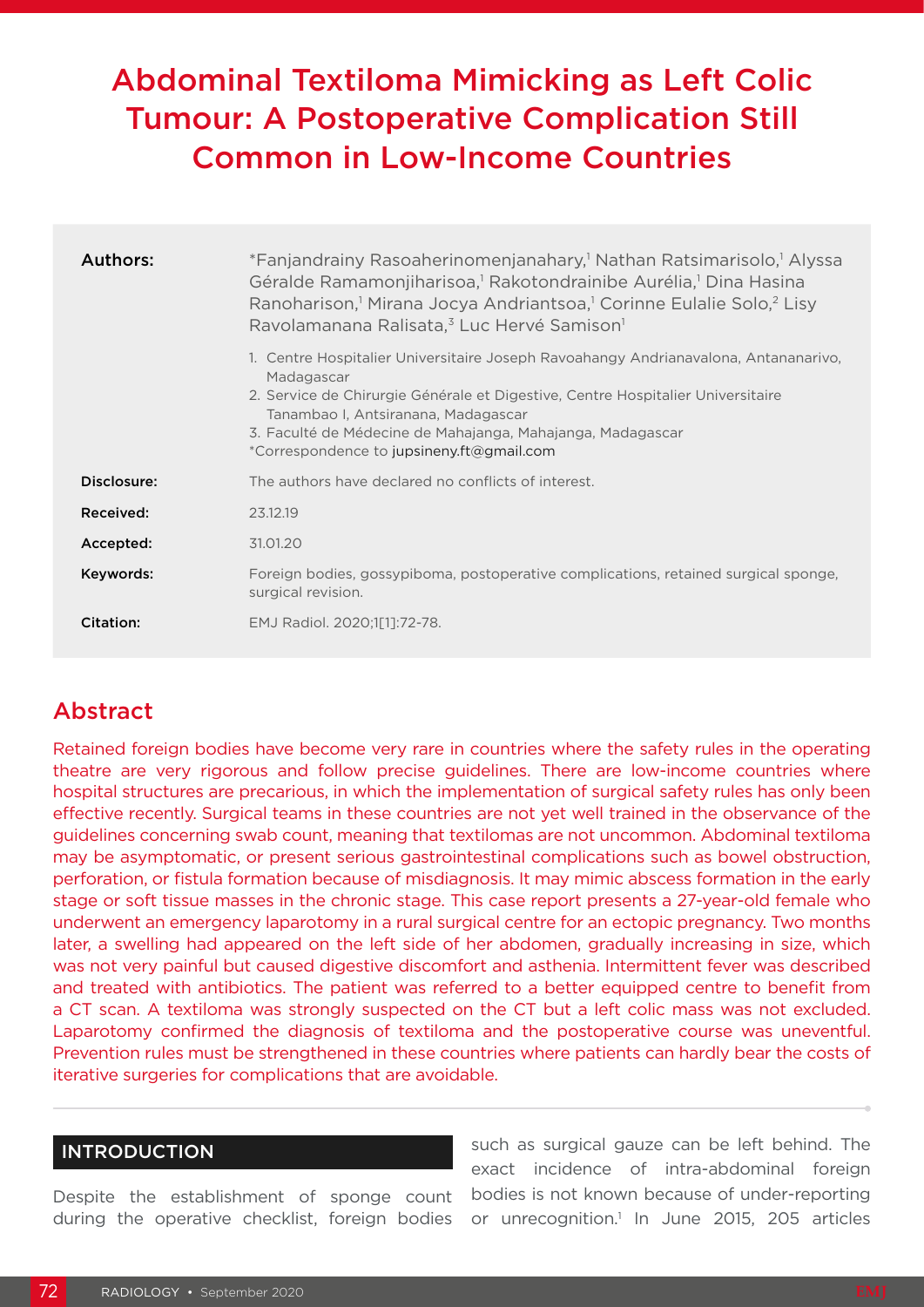# Abdominal Textiloma Mimicking as Left Colic Tumour: A Postoperative Complication Still Common in Low-Income Countries

**Authors:** *Fanjandrainy Rasoaherinomenjanahary,[1] Nathan Ratsimarisolo,[1] Alyssa Géralde Ramamonjiharisoa,[1] Rakotondrainibe Aurélia,[1] Dina Hasina Ranoharison,[1] Mirana Jocya Andriantsoa,[1] Corinne Eulalie Solo,[2] Lisy Ravolamanana Ralisata,[3] Luc Hervé Samison[1]

1. Centre Hospitalier Universitaire Joseph Ravoahangy Andrianavalona, Antananarivo, Madagascar
2. Service de Chirurgie Générale et Digestive, Centre Hospitalier Universitaire Tanambao I, Antsiranana, Madagascar
3. Faculté de Médecine de Mahajanga, Mahajanga, Madagascar

*Correspondence to jupsineny.ft@gmail.com

**Disclosure:** The authors have declared no conflicts of interest.

**Received:** 23.12.19

**Accepted:** 31.01.20

**Keywords:** Foreign bodies, gossypiboma, postoperative complications, retained surgical sponge, surgical revision.

**Citation:** EMJ Radiol. 2020;1[1]:72-78.

## Abstract

Retained foreign bodies have become very rare in countries where the safety rules in the operating theatre are very rigorous and follow precise guidelines. There are low-income countries where hospital structures are precarious, in which the implementation of surgical safety rules has only been effective recently. Surgical teams in these countries are not yet well trained in the observance of the guidelines concerning swab count, meaning that textilomas are not uncommon. Abdominal textiloma may be asymptomatic, or present serious gastrointestinal complications such as bowel obstruction, perforation, or fistula formation because of misdiagnosis. It may mimic abscess formation in the early stage or soft tissue masses in the chronic stage. This case report presents a 27-year-old female who underwent an emergency laparotomy in a rural surgical centre for an ectopic pregnancy. Two months later, a swelling had appeared on the left side of her abdomen, gradually increasing in size, which was not very painful but caused digestive discomfort and asthenia. Intermittent fever was described and treated with antibiotics. The patient was referred to a better equipped centre to benefit from a CT scan. A textiloma was strongly suspected on the CT but a left colic mass was not excluded. Laparotomy confirmed the diagnosis of textiloma and the postoperative course was uneventful. Prevention rules must be strengthened in these countries where patients can hardly bear the costs of iterative surgeries for complications that are avoidable.

## INTRODUCTION

Despite the establishment of sponge count during the operative checklist, foreign bodies such as surgical gauze can be left behind. The exact incidence of intra-abdominal foreign bodies is not known because of under-reporting or unrecognition.[1] In June 2015, 205 articles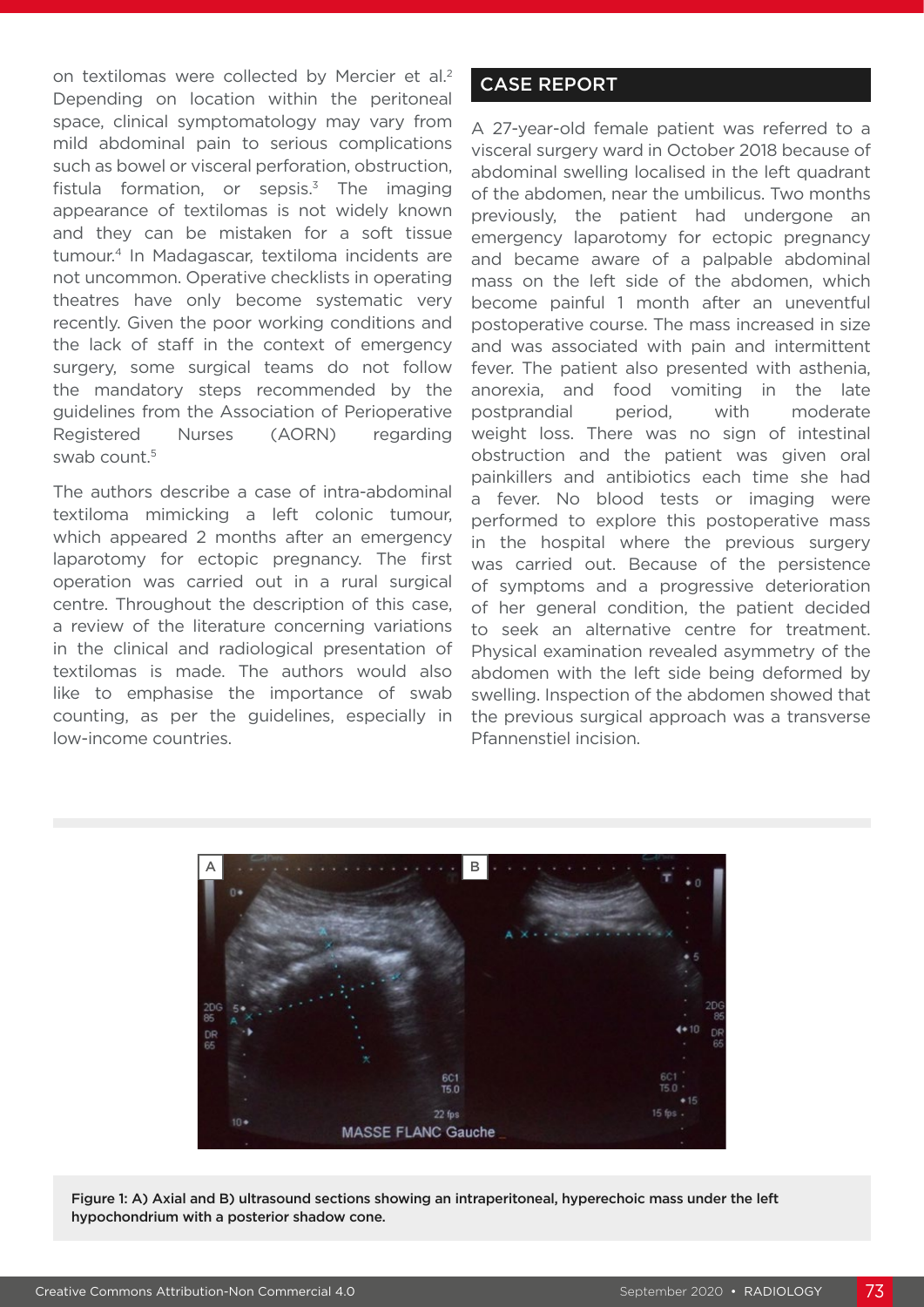on textilomas were collected by Mercier et al.[2] Depending on location within the peritoneal space, clinical symptomatology may vary from mild abdominal pain to serious complications such as bowel or visceral perforation, obstruction, fistula formation, or sepsis.[3] The imaging appearance of textilomas is not widely known and they can be mistaken for a soft tissue tumour.[4] In Madagascar, textiloma incidents are not uncommon. Operative checklists in operating theatres have only become systematic very recently. Given the poor working conditions and the lack of staff in the context of emergency surgery, some surgical teams do not follow the mandatory steps recommended by the guidelines from the Association of Perioperative Registered Nurses (AORN) regarding swab count.[5]

The authors describe a case of intra-abdominal textiloma mimicking a left colonic tumour, which appeared 2 months after an emergency laparotomy for ectopic pregnancy. The first operation was carried out in a rural surgical centre. Throughout the description of this case, a review of the literature concerning variations in the clinical and radiological presentation of textilomas is made. The authors would also like to emphasise the importance of swab counting, as per the guidelines, especially in low-income countries.

## CASE REPORT

A 27-year-old female patient was referred to a visceral surgery ward in October 2018 because of abdominal swelling localised in the left quadrant of the abdomen, near the umbilicus. Two months previously, the patient had undergone an emergency laparotomy for ectopic pregnancy and became aware of a palpable abdominal mass on the left side of the abdomen, which become painful 1 month after an uneventful postoperative course. The mass increased in size and was associated with pain and intermittent fever. The patient also presented with asthenia, anorexia, and food vomiting in the late postprandial period, with moderate weight loss. There was no sign of intestinal obstruction and the patient was given oral painkillers and antibiotics each time she had a fever. No blood tests or imaging were performed to explore this postoperative mass in the hospital where the previous surgery was carried out. Because of the persistence of symptoms and a progressive deterioration of her general condition, the patient decided to seek an alternative centre for treatment. Physical examination revealed asymmetry of the abdomen with the left side being deformed by swelling. Inspection of the abdomen showed that the previous surgical approach was a transverse Pfannenstiel incision.

**Figure 1: A) Axial and B) ultrasound sections showing an intraperitoneal, hyperechoic mass under the left hypochondrium with a posterior shadow cone.**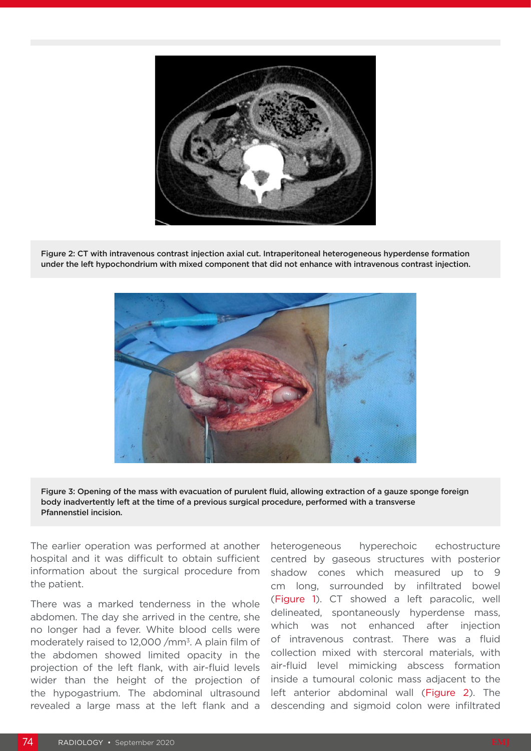Figure 2: CT with intravenous contrast injection axial cut. Intraperitoneal heterogeneous hyperdense formation under the left hypochondrium with mixed component that did not enhance with intravenous contrast injection.

Figure 3: Opening of the mass with evacuation of purulent fluid, allowing extraction of a gauze sponge foreign body inadvertently left at the time of a previous surgical procedure, performed with a transverse Pfannenstiel incision.

The earlier operation was performed at another hospital and it was difficult to obtain sufficient information about the surgical procedure from the patient.

There was a marked tenderness in the whole abdomen. The day she arrived in the centre, she no longer had a fever. White blood cells were moderately raised to 12,000 /mm$^3$. A plain film of the abdomen showed limited opacity in the projection of the left flank, with air-fluid levels wider than the height of the projection of the hypogastrium. The abdominal ultrasound revealed a large mass at the left flank and a heterogeneous hyperechoic echostructure centred by gaseous structures with posterior shadow cones which measured up to 9 cm long, surrounded by infiltrated bowel (Figure 1). CT showed a left paracolic, well delineated, spontaneously hyperdense mass, which was not enhanced after injection of intravenous contrast. There was a fluid collection mixed with stercoral materials, with air-fluid level mimicking abscess formation inside a tumoural colonic mass adjacent to the left anterior abdominal wall (Figure 2). The descending and sigmoid colon were infiltrated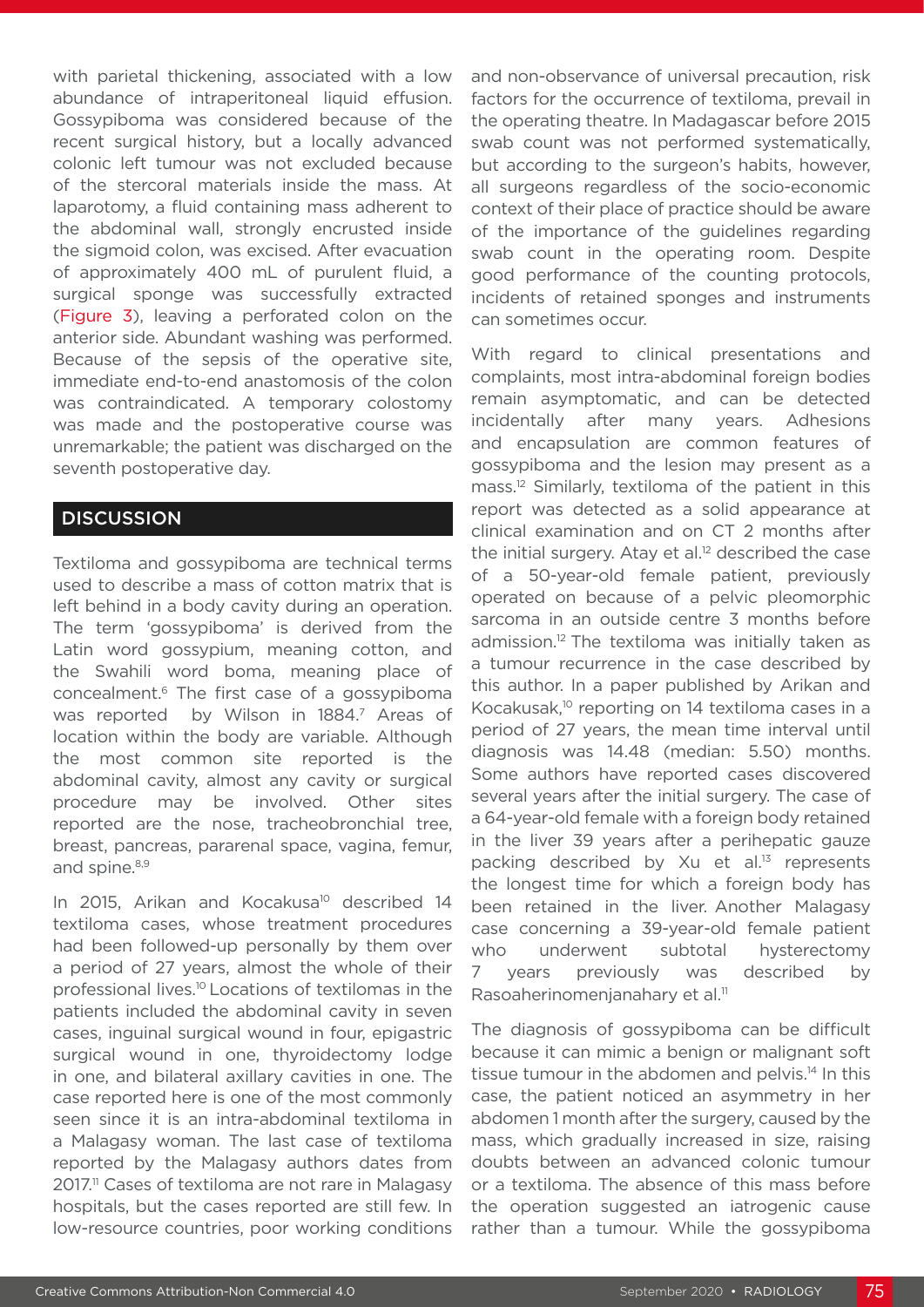with parietal thickening, associated with a low abundance of intraperitoneal liquid effusion. Gossypiboma was considered because of the recent surgical history, but a locally advanced colonic left tumour was not excluded because of the stercoral materials inside the mass. At laparotomy, a fluid containing mass adherent to the abdominal wall, strongly encrusted inside the sigmoid colon, was excised. After evacuation of approximately 400 mL of purulent fluid, a surgical sponge was successfully extracted (Figure 3), leaving a perforated colon on the anterior side. Abundant washing was performed. Because of the sepsis of the operative site, immediate end-to-end anastomosis of the colon was contraindicated. A temporary colostomy was made and the postoperative course was unremarkable; the patient was discharged on the seventh postoperative day.

## DISCUSSION

Textiloma and gossypiboma are technical terms used to describe a mass of cotton matrix that is left behind in a body cavity during an operation. The term 'gossypiboma' is derived from the Latin word gossypium, meaning cotton, and the Swahili word boma, meaning place of concealment.[6] The first case of a gossypiboma was reported by Wilson in 1884.[7] Areas of location within the body are variable. Although the most common site reported is the abdominal cavity, almost any cavity or surgical procedure may be involved. Other sites reported are the nose, tracheobronchial tree, breast, pancreas, pararenal space, vagina, femur, and spine.[8,9]

In 2015, Arikan and Kocakusa[10] described 14 textiloma cases, whose treatment procedures had been followed-up personally by them over a period of 27 years, almost the whole of their professional lives.[10] Locations of textilomas in the patients included the abdominal cavity in seven cases, inguinal surgical wound in four, epigastric surgical wound in one, thyroidectomy lodge in one, and bilateral axillary cavities in one. The case reported here is one of the most commonly seen since it is an intra-abdominal textiloma in a Malagasy woman. The last case of textiloma reported by the Malagasy authors dates from 2017.[11] Cases of textiloma are not rare in Malagasy hospitals, but the cases reported are still few. In low-resource countries, poor working conditions and non-observance of universal precaution, risk factors for the occurrence of textiloma, prevail in the operating theatre. In Madagascar before 2015 swab count was not performed systematically, but according to the surgeon's habits, however, all surgeons regardless of the socio-economic context of their place of practice should be aware of the importance of the guidelines regarding swab count in the operating room. Despite good performance of the counting protocols, incidents of retained sponges and instruments can sometimes occur.

With regard to clinical presentations and complaints, most intra-abdominal foreign bodies remain asymptomatic, and can be detected incidentally after many years. Adhesions and encapsulation are common features of gossypiboma and the lesion may present as a mass.[12] Similarly, textiloma of the patient in this report was detected as a solid appearance at clinical examination and on CT 2 months after the initial surgery. Atay et al.[12] described the case of a 50-year-old female patient, previously operated on because of a pelvic pleomorphic sarcoma in an outside centre 3 months before admission.[12] The textiloma was initially taken as a tumour recurrence in the case described by this author. In a paper published by Arikan and Kocakusak,[10] reporting on 14 textiloma cases in a period of 27 years, the mean time interval until diagnosis was 14.48 (median: 5.50) months. Some authors have reported cases discovered several years after the initial surgery. The case of a 64-year-old female with a foreign body retained in the liver 39 years after a perihepatic gauze packing described by Xu et al.[13] represents the longest time for which a foreign body has been retained in the liver. Another Malagasy case concerning a 39-year-old female patient who underwent subtotal hysterectomy 7 years previously was described by Rasoaherinomenjanahary et al.[11]

The diagnosis of gossypiboma can be difficult because it can mimic a benign or malignant soft tissue tumour in the abdomen and pelvis.[14] In this case, the patient noticed an asymmetry in her abdomen 1 month after the surgery, caused by the mass, which gradually increased in size, raising doubts between an advanced colonic tumour or a textiloma. The absence of this mass before the operation suggested an iatrogenic cause rather than a tumour. While the gossypiboma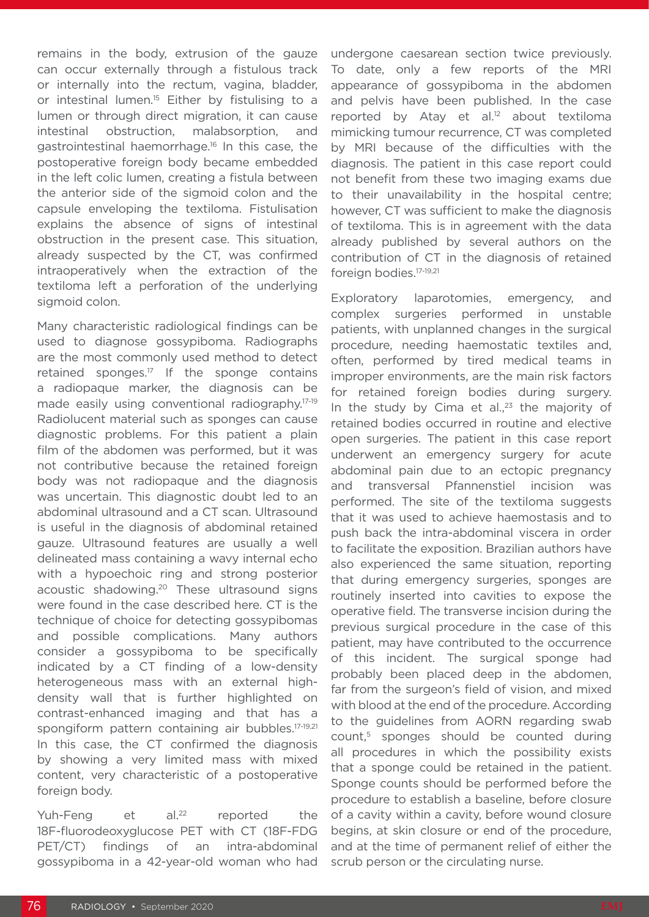remains in the body, extrusion of the gauze can occur externally through a fistulous track or internally into the rectum, vagina, bladder, or intestinal lumen.[15] Either by fistulising to a lumen or through direct migration, it can cause intestinal obstruction, malabsorption, and gastrointestinal haemorrhage.[16] In this case, the postoperative foreign body became embedded in the left colic lumen, creating a fistula between the anterior side of the sigmoid colon and the capsule enveloping the textiloma. Fistulisation explains the absence of signs of intestinal obstruction in the present case. This situation, already suspected by the CT, was confirmed intraoperatively when the extraction of the textiloma left a perforation of the underlying sigmoid colon.

Many characteristic radiological findings can be used to diagnose gossypiboma. Radiographs are the most commonly used method to detect retained sponges.[17] If the sponge contains a radiopaque marker, the diagnosis can be made easily using conventional radiography.[17-19] Radiolucent material such as sponges can cause diagnostic problems. For this patient a plain film of the abdomen was performed, but it was not contributive because the retained foreign body was not radiopaque and the diagnosis was uncertain. This diagnostic doubt led to an abdominal ultrasound and a CT scan. Ultrasound is useful in the diagnosis of abdominal retained gauze. Ultrasound features are usually a well delineated mass containing a wavy internal echo with a hypoechoic ring and strong posterior acoustic shadowing.[20] These ultrasound signs were found in the case described here. CT is the technique of choice for detecting gossypibomas and possible complications. Many authors consider a gossypiboma to be specifically indicated by a CT finding of a low-density heterogeneous mass with an external high-density wall that is further highlighted on contrast-enhanced imaging and that has a spongiform pattern containing air bubbles.[17-19,21] In this case, the CT confirmed the diagnosis by showing a very limited mass with mixed content, very characteristic of a postoperative foreign body.

Yuh-Feng et al.[22] reported the 18F-fluorodeoxyglucose PET with CT (18F-FDG PET/CT) findings of an intra-abdominal gossypiboma in a 42-year-old woman who had undergone caesarean section twice previously. To date, only a few reports of the MRI appearance of gossypiboma in the abdomen and pelvis have been published. In the case reported by Atay et al.[12] about textiloma mimicking tumour recurrence, CT was completed by MRI because of the difficulties with the diagnosis. The patient in this case report could not benefit from these two imaging exams due to their unavailability in the hospital centre; however, CT was sufficient to make the diagnosis of textiloma. This is in agreement with the data already published by several authors on the contribution of CT in the diagnosis of retained foreign bodies.[17-19,21]

Exploratory laparotomies, emergency, and complex surgeries performed in unstable patients, with unplanned changes in the surgical procedure, needing haemostatic textiles and, often, performed by tired medical teams in improper environments, are the main risk factors for retained foreign bodies during surgery. In the study by Cima et al.,[23] the majority of retained bodies occurred in routine and elective open surgeries. The patient in this case report underwent an emergency surgery for acute abdominal pain due to an ectopic pregnancy and transversal Pfannenstiel incision was performed. The site of the textiloma suggests that it was used to achieve haemostasis and to push back the intra-abdominal viscera in order to facilitate the exposition. Brazilian authors have also experienced the same situation, reporting that during emergency surgeries, sponges are routinely inserted into cavities to expose the operative field. The transverse incision during the previous surgical procedure in the case of this patient, may have contributed to the occurrence of this incident. The surgical sponge had probably been placed deep in the abdomen, far from the surgeon's field of vision, and mixed with blood at the end of the procedure. According to the guidelines from AORN regarding swab count,[5] sponges should be counted during all procedures in which the possibility exists that a sponge could be retained in the patient. Sponge counts should be performed before the procedure to establish a baseline, before closure of a cavity within a cavity, before wound closure begins, at skin closure or end of the procedure, and at the time of permanent relief of either the scrub person or the circulating nurse.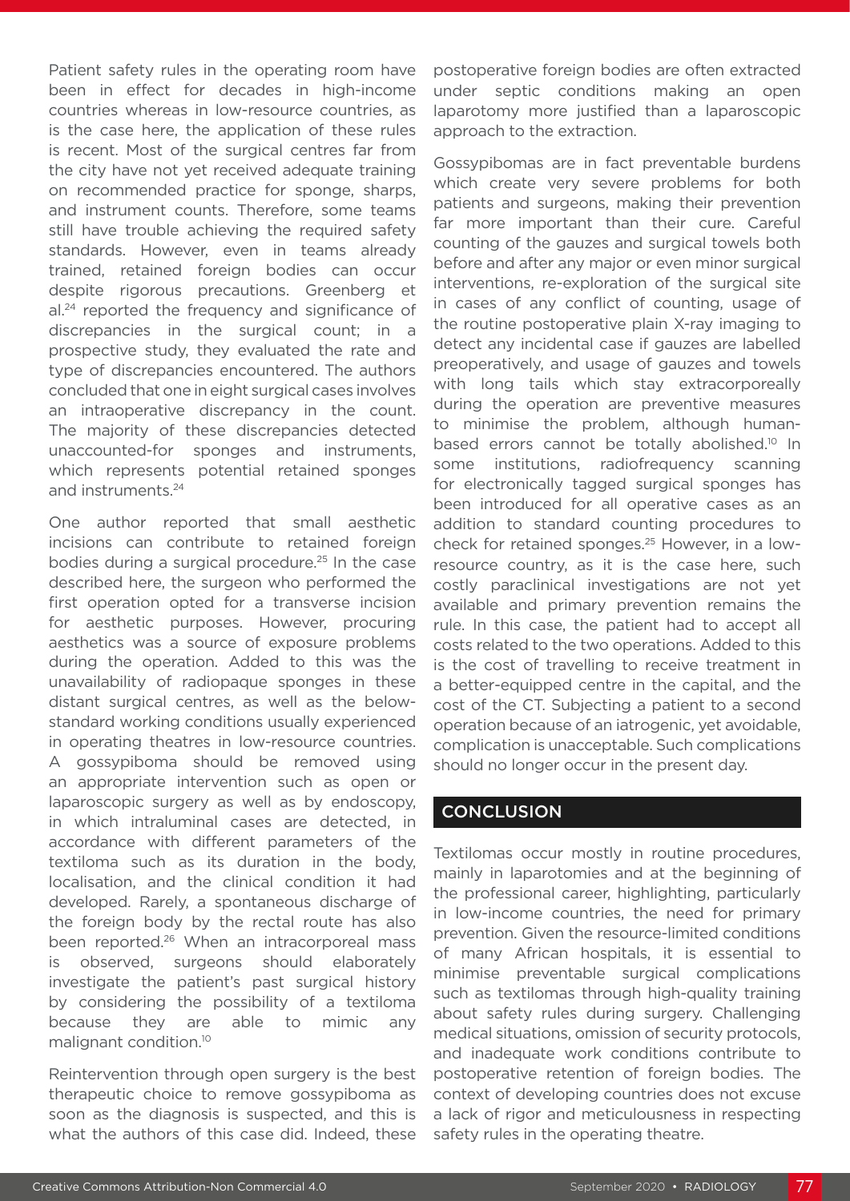Patient safety rules in the operating room have been in effect for decades in high-income countries whereas in low-resource countries, as is the case here, the application of these rules is recent. Most of the surgical centres far from the city have not yet received adequate training on recommended practice for sponge, sharps, and instrument counts. Therefore, some teams still have trouble achieving the required safety standards. However, even in teams already trained, retained foreign bodies can occur despite rigorous precautions. Greenberg et al.[24] reported the frequency and significance of discrepancies in the surgical count; in a prospective study, they evaluated the rate and type of discrepancies encountered. The authors concluded that one in eight surgical cases involves an intraoperative discrepancy in the count. The majority of these discrepancies detected unaccounted-for sponges and instruments, which represents potential retained sponges and instruments.[24]

One author reported that small aesthetic incisions can contribute to retained foreign bodies during a surgical procedure.[25] In the case described here, the surgeon who performed the first operation opted for a transverse incision for aesthetic purposes. However, procuring aesthetics was a source of exposure problems during the operation. Added to this was the unavailability of radiopaque sponges in these distant surgical centres, as well as the below-standard working conditions usually experienced in operating theatres in low-resource countries. A gossypiboma should be removed using an appropriate intervention such as open or laparoscopic surgery as well as by endoscopy, in which intraluminal cases are detected, in accordance with different parameters of the textiloma such as its duration in the body, localisation, and the clinical condition it had developed. Rarely, a spontaneous discharge of the foreign body by the rectal route has also been reported.[26] When an intracorporeal mass is observed, surgeons should elaborately investigate the patient's past surgical history by considering the possibility of a textiloma because they are able to mimic any malignant condition.[10]

Reintervention through open surgery is the best therapeutic choice to remove gossypiboma as soon as the diagnosis is suspected, and this is what the authors of this case did. Indeed, these postoperative foreign bodies are often extracted under septic conditions making an open laparotomy more justified than a laparoscopic approach to the extraction.

Gossypibomas are in fact preventable burdens which create very severe problems for both patients and surgeons, making their prevention far more important than their cure. Careful counting of the gauzes and surgical towels both before and after any major or even minor surgical interventions, re-exploration of the surgical site in cases of any conflict of counting, usage of the routine postoperative plain X-ray imaging to detect any incidental case if gauzes are labelled preoperatively, and usage of gauzes and towels with long tails which stay extracorporeally during the operation are preventive measures to minimise the problem, although human-based errors cannot be totally abolished.[10] In some institutions, radiofrequency scanning for electronically tagged surgical sponges has been introduced for all operative cases as an addition to standard counting procedures to check for retained sponges.[25] However, in a low-resource country, as it is the case here, such costly paraclinical investigations are not yet available and primary prevention remains the rule. In this case, the patient had to accept all costs related to the two operations. Added to this is the cost of travelling to receive treatment in a better-equipped centre in the capital, and the cost of the CT. Subjecting a patient to a second operation because of an iatrogenic, yet avoidable, complication is unacceptable. Such complications should no longer occur in the present day.

## CONCLUSION

Textilomas occur mostly in routine procedures, mainly in laparotomies and at the beginning of the professional career, highlighting, particularly in low-income countries, the need for primary prevention. Given the resource-limited conditions of many African hospitals, it is essential to minimise preventable surgical complications such as textilomas through high-quality training about safety rules during surgery. Challenging medical situations, omission of security protocols, and inadequate work conditions contribute to postoperative retention of foreign bodies. The context of developing countries does not excuse a lack of rigor and meticulousness in respecting safety rules in the operating theatre.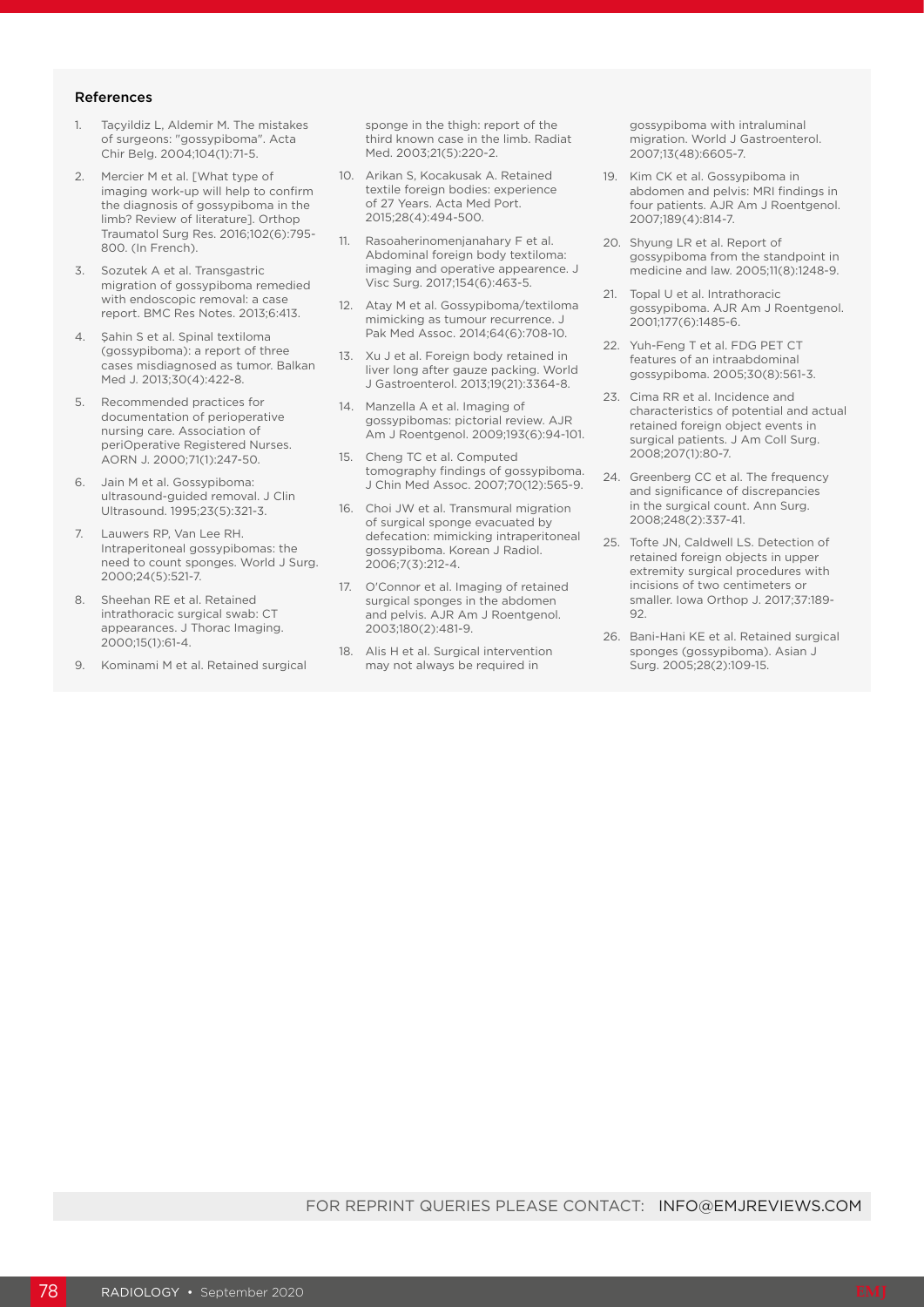## References

1. Taçyildiz L, Aldemir M. The mistakes of surgeons: "gossypiboma". Acta Chir Belg. 2004;104(1):71-5.
2. Mercier M et al. [What type of imaging work-up will help to confirm the diagnosis of gossypiboma in the limb? Review of literature]. Orthop Traumatol Surg Res. 2016;102(6):795-800. (In French).
3. Sozutek A et al. Transgastric migration of gossypiboma remedied with endoscopic removal: a case report. BMC Res Notes. 2013;6:413.
4. Şahin S et al. Spinal textiloma (gossypiboma): a report of three cases misdiagnosed as tumor. Balkan Med J. 2013;30(4):422-8.
5. Recommended practices for documentation of perioperative nursing care. Association of periOperative Registered Nurses. AORN J. 2000;71(1):247-50.
6. Jain M et al. Gossypiboma: ultrasound-guided removal. J Clin Ultrasound. 1995;23(5):321-3.
7. Lauwers RP, Van Lee RH. Intraperitoneal gossypibomas: the need to count sponges. World J Surg. 2000;24(5):521-7.
8. Sheehan RE et al. Retained intrathoracic surgical swab: CT appearances. J Thorac Imaging. 2000;15(1):61-4.
9. Kominami M et al. Retained surgical sponge in the thigh: report of the third known case in the limb. Radiat Med. 2003;21(5):220-2.
10. Arikan S, Kocakusak A. Retained textile foreign bodies: experience of 27 Years. Acta Med Port. 2015;28(4):494-500.
11. Rasoaherinomenjanahary F et al. Abdominal foreign body textiloma: imaging and operative appearence. J Visc Surg. 2017;154(6):463-5.
12. Atay M et al. Gossypiboma/textiloma mimicking as tumour recurrence. J Pak Med Assoc. 2014;64(6):708-10.
13. Xu J et al. Foreign body retained in liver long after gauze packing. World J Gastroenterol. 2013;19(21):3364-8.
14. Manzella A et al. Imaging of gossypibomas: pictorial review. AJR Am J Roentgenol. 2009;193(6):94-101.
15. Cheng TC et al. Computed tomography findings of gossypiboma. J Chin Med Assoc. 2007;70(12):565-9.
16. Choi JW et al. Transmural migration of surgical sponge evacuated by defecation: mimicking intraperitoneal gossypiboma. Korean J Radiol. 2006;7(3):212-4.
17. O'Connor et al. Imaging of retained surgical sponges in the abdomen and pelvis. AJR Am J Roentgenol. 2003;180(2):481-9.
18. Alis H et al. Surgical intervention may not always be required in gossypiboma with intraluminal migration. World J Gastroenterol. 2007;13(48):6605-7.
19. Kim CK et al. Gossypiboma in abdomen and pelvis: MRI findings in four patients. AJR Am J Roentgenol. 2007;189(4):814-7.
20. Shyung LR et al. Report of gossypiboma from the standpoint in medicine and law. 2005;11(8):1248-9.
21. Topal U et al. Intrathoracic gossypiboma. AJR Am J Roentgenol. 2001;177(6):1485-6.
22. Yuh-Feng T et al. FDG PET CT features of an intraabdominal gossypiboma. 2005;30(8):561-3.
23. Cima RR et al. Incidence and characteristics of potential and actual retained foreign object events in surgical patients. J Am Coll Surg. 2008;207(1):80-7.
24. Greenberg CC et al. The frequency and significance of discrepancies in the surgical count. Ann Surg. 2008;248(2):337-41.
25. Tofte JN, Caldwell LS. Detection of retained foreign objects in upper extremity surgical procedures with incisions of two centimeters or smaller. Iowa Orthop J. 2017;37:189-92.
26. Bani-Hani KE et al. Retained surgical sponges (gossypiboma). Asian J Surg. 2005;28(2):109-15.

FOR REPRINT QUERIES PLEASE CONTACT: INFO@EMJREVIEWS.COM